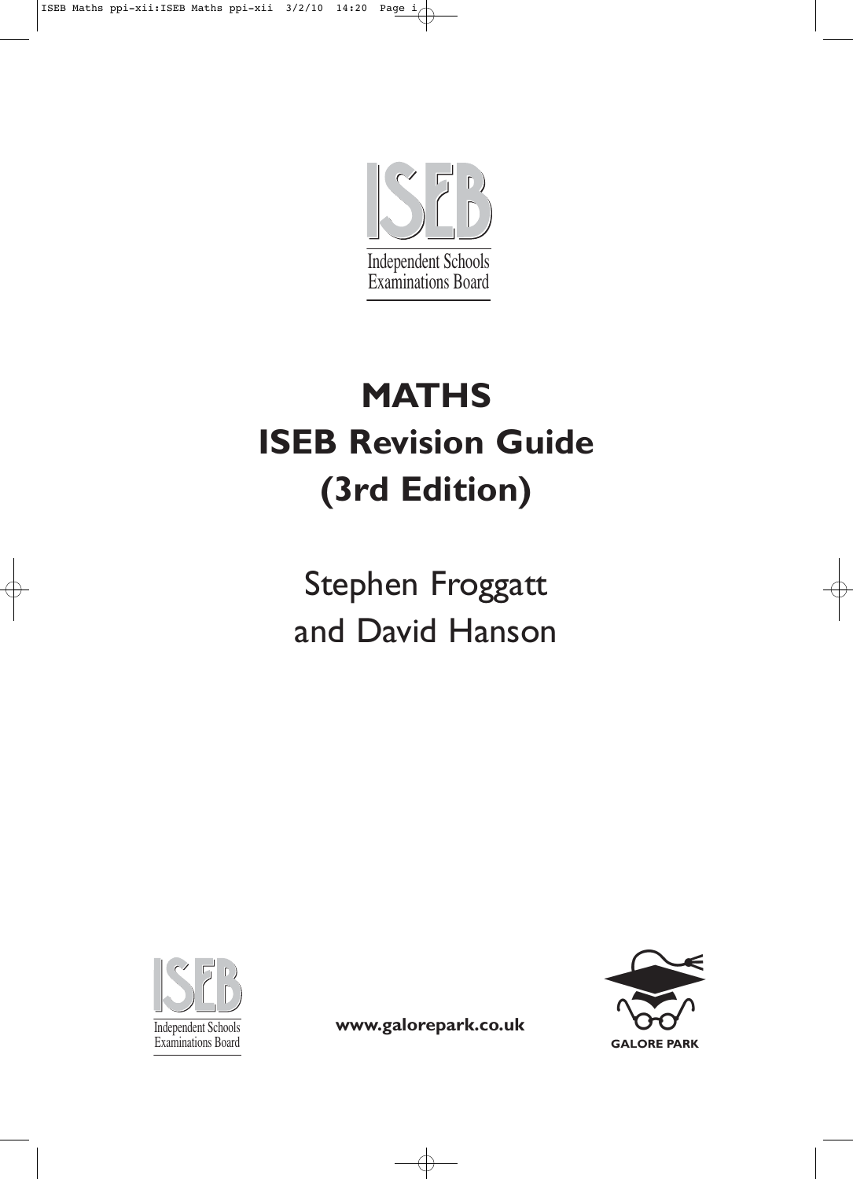ISEB

Independent Schools Examinations Board

# MATHS
# ISEB Revision Guide
# (3rd Edition)

Stephen Froggatt
and David Hanson

ISEB

Independent Schools Examinations Board

**www.galorepark.co.uk**

GALORE PARK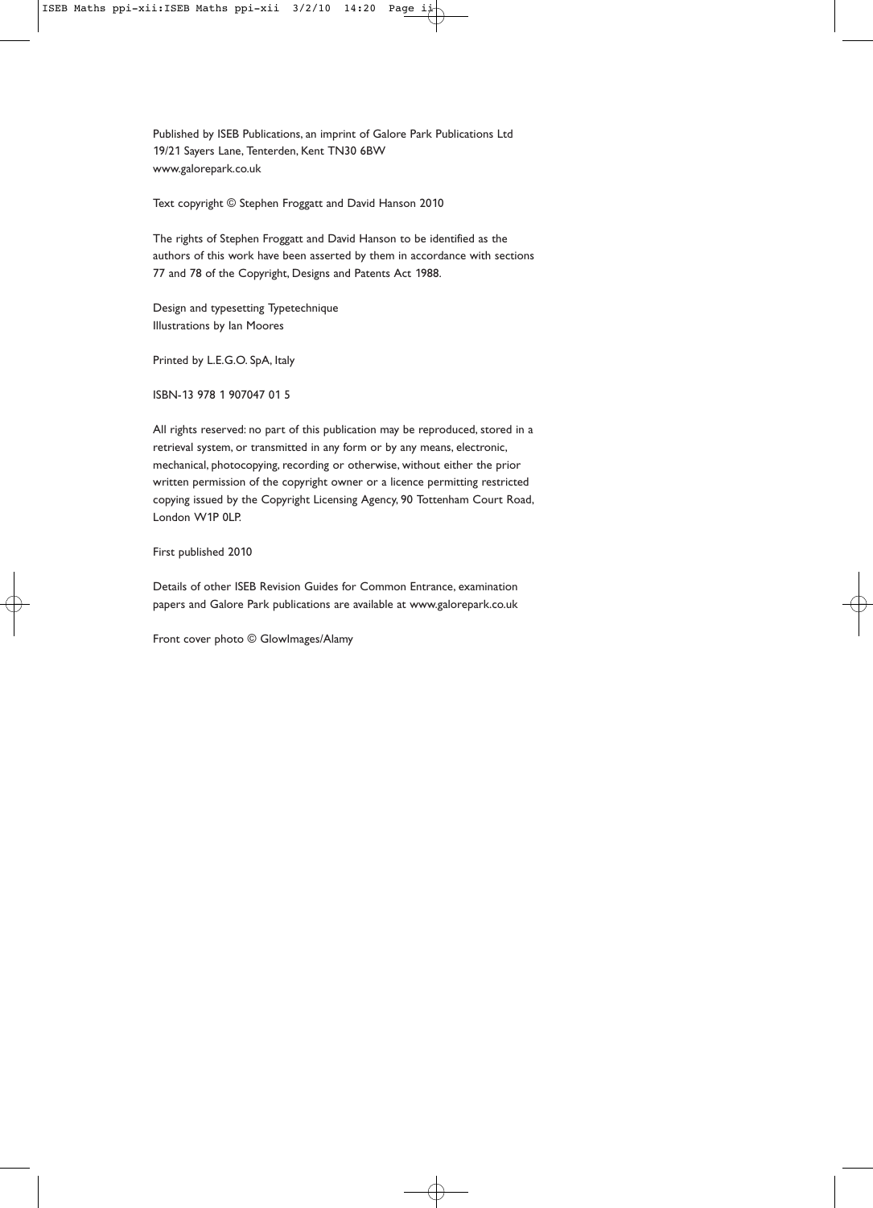Published by ISEB Publications, an imprint of Galore Park Publications Ltd
19/21 Sayers Lane, Tenterden, Kent TN30 6BW
www.galorepark.co.uk

Text copyright © Stephen Froggatt and David Hanson 2010

The rights of Stephen Froggatt and David Hanson to be identified as the authors of this work have been asserted by them in accordance with sections 77 and 78 of the Copyright, Designs and Patents Act 1988.

Design and typesetting Typetechnique
Illustrations by Ian Moores

Printed by L.E.G.O. SpA, Italy

ISBN-13 978 1 907047 01 5

All rights reserved: no part of this publication may be reproduced, stored in a retrieval system, or transmitted in any form or by any means, electronic, mechanical, photocopying, recording or otherwise, without either the prior written permission of the copyright owner or a licence permitting restricted copying issued by the Copyright Licensing Agency, 90 Tottenham Court Road, London W1P 0LP.

First published 2010

Details of other ISEB Revision Guides for Common Entrance, examination papers and Galore Park publications are available at www.galorepark.co.uk

Front cover photo © GlowImages/Alamy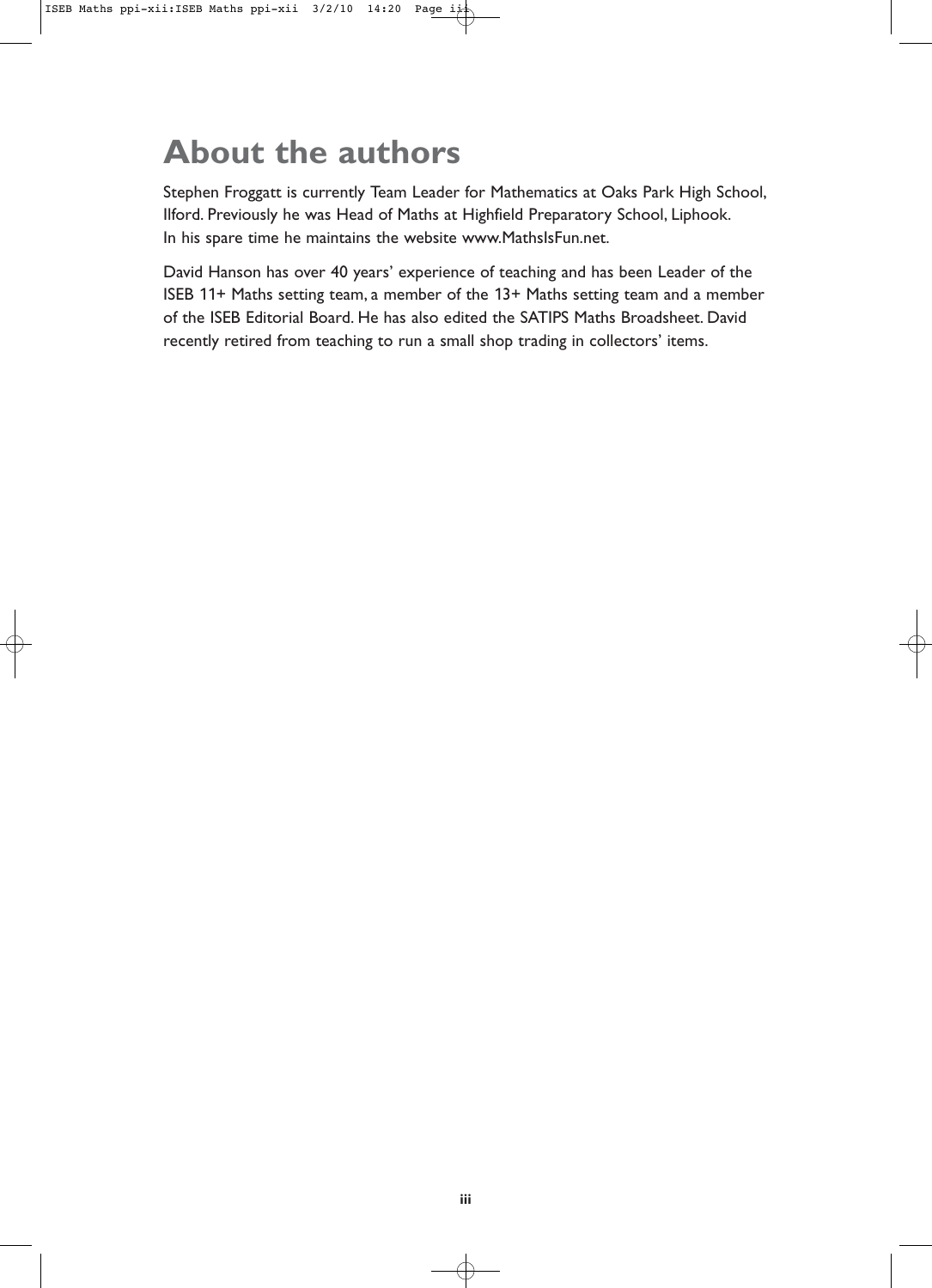# About the authors

Stephen Froggatt is currently Team Leader for Mathematics at Oaks Park High School, Ilford. Previously he was Head of Maths at Highfield Preparatory School, Liphook. In his spare time he maintains the website www.MathsIsFun.net.

David Hanson has over 40 years' experience of teaching and has been Leader of the ISEB 11+ Maths setting team, a member of the 13+ Maths setting team and a member of the ISEB Editorial Board. He has also edited the SATIPS Maths Broadsheet. David recently retired from teaching to run a small shop trading in collectors' items.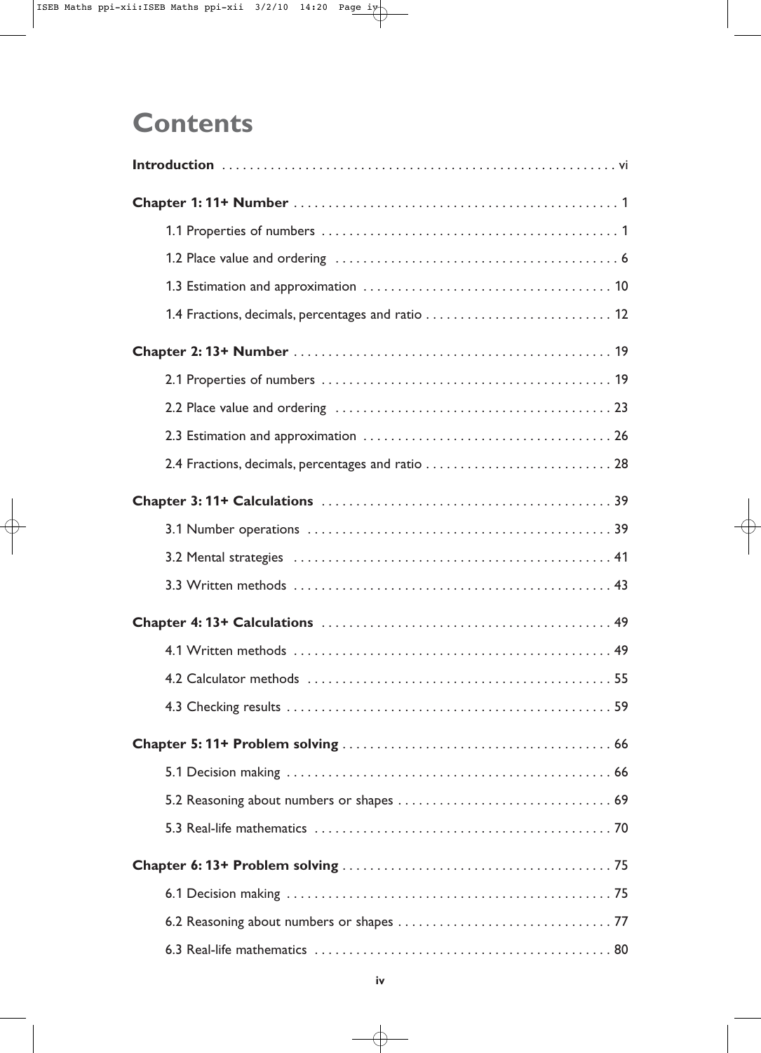# Contents

**Introduction** ........................................................ vi

**Chapter 1: 11+ Number** ............................................. 1

1.1 Properties of numbers ............................................. 1

1.2 Place value and ordering ........................................... 6

1.3 Estimation and approximation ...................................... 10

1.4 Fractions, decimals, percentages and ratio ........................ 12

**Chapter 2: 13+ Number** ............................................. 19

2.1 Properties of numbers ............................................. 19

2.2 Place value and ordering ........................................... 23

2.3 Estimation and approximation ...................................... 26

2.4 Fractions, decimals, percentages and ratio ........................ 28

**Chapter 3: 11+ Calculations** ....................................... 39

3.1 Number operations ................................................. 39

3.2 Mental strategies ................................................. 41

3.3 Written methods ................................................... 43

**Chapter 4: 13+ Calculations** ....................................... 49

4.1 Written methods ................................................... 49

4.2 Calculator methods ................................................ 55

4.3 Checking results .................................................. 59

**Chapter 5: 11+ Problem solving** .................................... 66

5.1 Decision making ................................................... 66

5.2 Reasoning about numbers or shapes ................................. 69

5.3 Real-life mathematics ............................................. 70

**Chapter 6: 13+ Problem solving** .................................... 75

6.1 Decision making ................................................... 75

6.2 Reasoning about numbers or shapes ................................. 77

6.3 Real-life mathematics ............................................. 80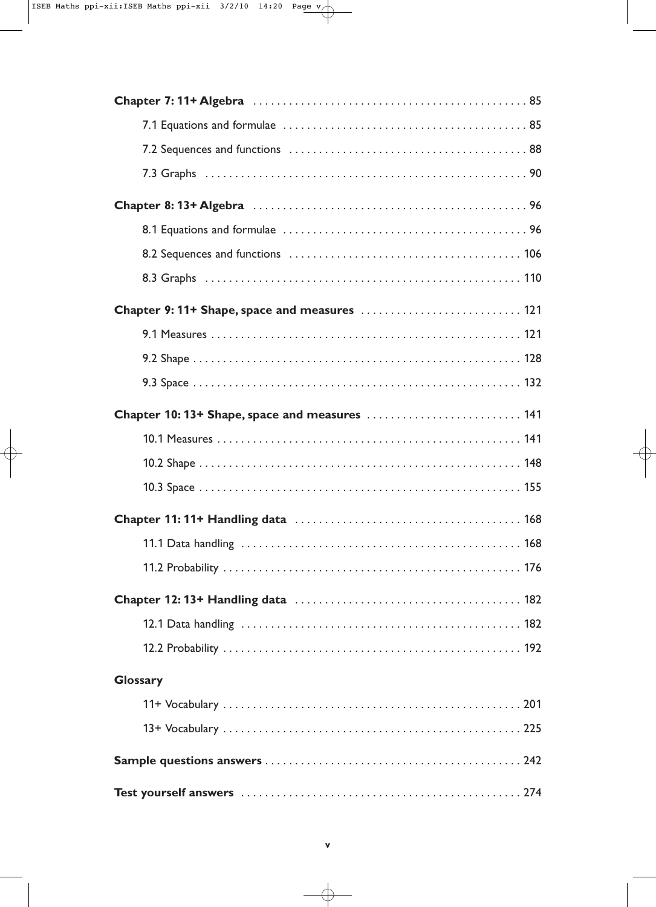**Chapter 7: 11+ Algebra** .............................................. 85

7.1 Equations and formulae ........................................ 85

7.2 Sequences and functions ....................................... 88

7.3 Graphs ..................................................... 90

**Chapter 8: 13+ Algebra** .............................................. 96

8.1 Equations and formulae ........................................ 96

8.2 Sequences and functions ...................................... 106

8.3 Graphs .................................................... 110

**Chapter 9: 11+ Shape, space and measures** ........................... 121

9.1 Measures ................................................... 121

9.2 Shape ...................................................... 128

9.3 Space ...................................................... 132

**Chapter 10: 13+ Shape, space and measures** .......................... 141

10.1 Measures .................................................. 141

10.2 Shape ..................................................... 148

10.3 Space ..................................................... 155

**Chapter 11: 11+ Handling data** ...................................... 168

11.1 Data handling .............................................. 168

11.2 Probability ................................................ 176

**Chapter 12: 13+ Handling data** ...................................... 182

12.1 Data handling .............................................. 182

12.2 Probability ................................................ 192

**Glossary**

11+ Vocabulary ................................................. 201

13+ Vocabulary ................................................. 225

**Sample questions answers** ........................................... 242

**Test yourself answers** .............................................. 274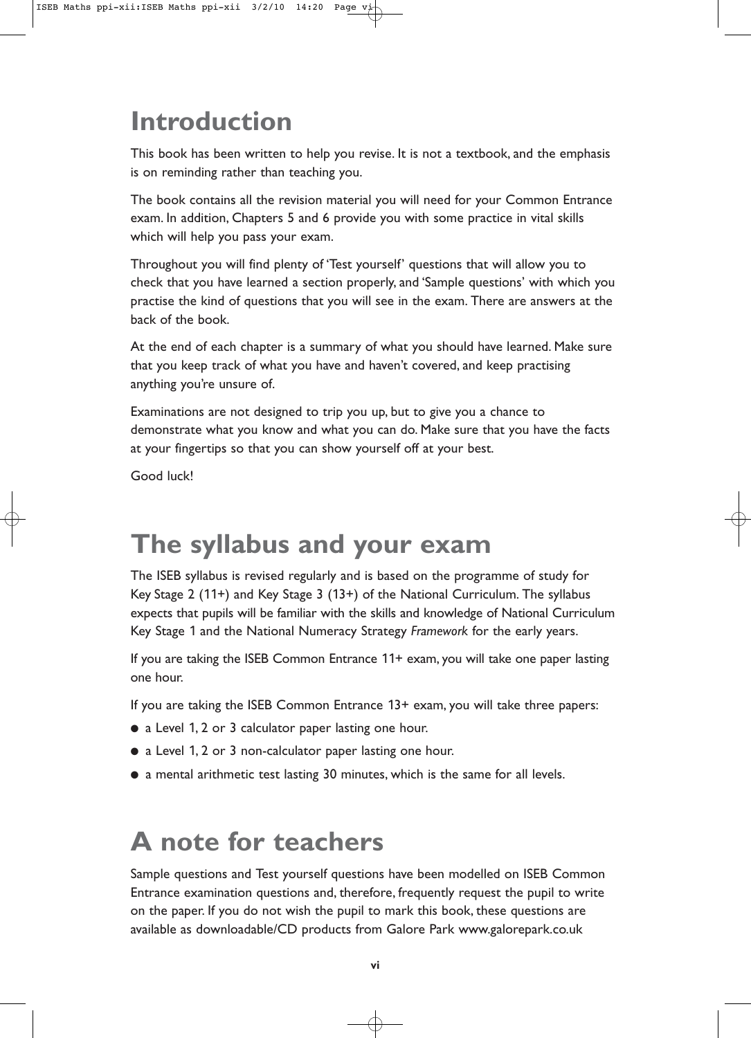# Introduction

This book has been written to help you revise. It is not a textbook, and the emphasis is on reminding rather than teaching you.

The book contains all the revision material you will need for your Common Entrance exam. In addition, Chapters 5 and 6 provide you with some practice in vital skills which will help you pass your exam.

Throughout you will find plenty of 'Test yourself' questions that will allow you to check that you have learned a section properly, and 'Sample questions' with which you practise the kind of questions that you will see in the exam. There are answers at the back of the book.

At the end of each chapter is a summary of what you should have learned. Make sure that you keep track of what you have and haven't covered, and keep practising anything you're unsure of.

Examinations are not designed to trip you up, but to give you a chance to demonstrate what you know and what you can do. Make sure that you have the facts at your fingertips so that you can show yourself off at your best.

Good luck!

# The syllabus and your exam

The ISEB syllabus is revised regularly and is based on the programme of study for Key Stage 2 (11+) and Key Stage 3 (13+) of the National Curriculum. The syllabus expects that pupils will be familiar with the skills and knowledge of National Curriculum Key Stage 1 and the National Numeracy Strategy *Framework* for the early years.

If you are taking the ISEB Common Entrance 11+ exam, you will take one paper lasting one hour.

If you are taking the ISEB Common Entrance 13+ exam, you will take three papers:

- a Level 1, 2 or 3 calculator paper lasting one hour.
- a Level 1, 2 or 3 non-calculator paper lasting one hour.
- a mental arithmetic test lasting 30 minutes, which is the same for all levels.

# A note for teachers

Sample questions and Test yourself questions have been modelled on ISEB Common Entrance examination questions and, therefore, frequently request the pupil to write on the paper. If you do not wish the pupil to mark this book, these questions are available as downloadable/CD products from Galore Park www.galorepark.co.uk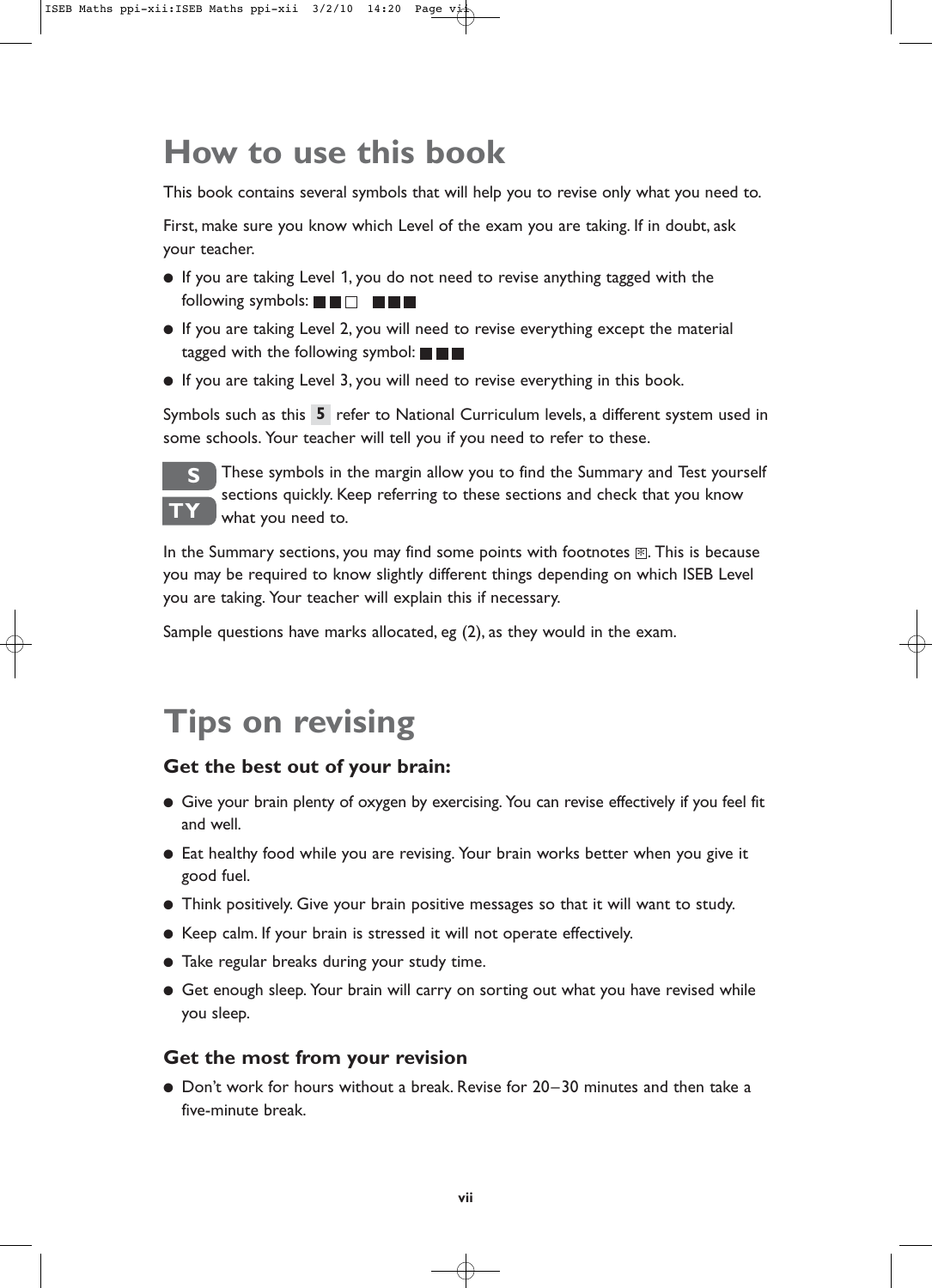# How to use this book

This book contains several symbols that will help you to revise only what you need to.

First, make sure you know which Level of the exam you are taking. If in doubt, ask your teacher.

- If you are taking Level 1, you do not need to revise anything tagged with the following symbols: ■■□ ■■■
- If you are taking Level 2, you will need to revise everything except the material tagged with the following symbol: ■■■
- If you are taking Level 3, you will need to revise everything in this book.

Symbols such as this **5** refer to National Curriculum levels, a different system used in some schools. Your teacher will tell you if you need to refer to these.

**S**
**TY** These symbols in the margin allow you to find the Summary and Test yourself sections quickly. Keep referring to these sections and check that you know what you need to.

In the Summary sections, you may find some points with footnotes ⊠. This is because you may be required to know slightly different things depending on which ISEB Level you are taking. Your teacher will explain this if necessary.

Sample questions have marks allocated, eg (2), as they would in the exam.

# Tips on revising

### Get the best out of your brain:

- Give your brain plenty of oxygen by exercising. You can revise effectively if you feel fit and well.
- Eat healthy food while you are revising. Your brain works better when you give it good fuel.
- Think positively. Give your brain positive messages so that it will want to study.
- Keep calm. If your brain is stressed it will not operate effectively.
- Take regular breaks during your study time.
- Get enough sleep. Your brain will carry on sorting out what you have revised while you sleep.

### Get the most from your revision

- Don't work for hours without a break. Revise for 20–30 minutes and then take a five-minute break.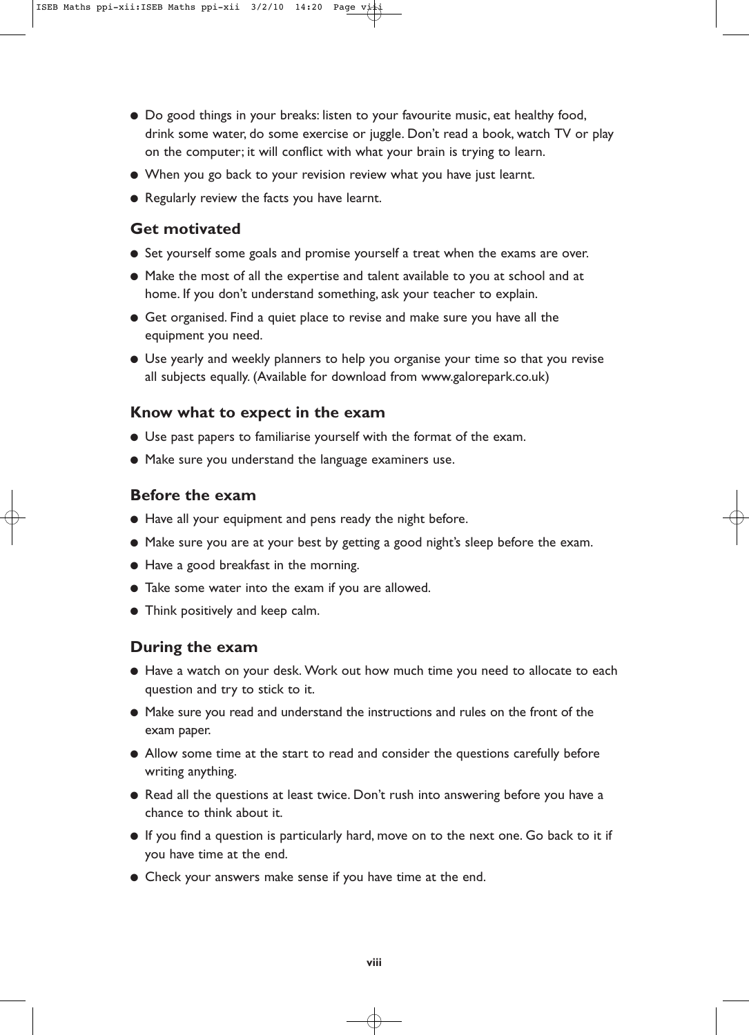- Do good things in your breaks: listen to your favourite music, eat healthy food, drink some water, do some exercise or juggle. Don't read a book, watch TV or play on the computer; it will conflict with what your brain is trying to learn.
- When you go back to your revision review what you have just learnt.
- Regularly review the facts you have learnt.

### Get motivated

- Set yourself some goals and promise yourself a treat when the exams are over.
- Make the most of all the expertise and talent available to you at school and at home. If you don't understand something, ask your teacher to explain.
- Get organised. Find a quiet place to revise and make sure you have all the equipment you need.
- Use yearly and weekly planners to help you organise your time so that you revise all subjects equally. (Available for download from www.galorepark.co.uk)

### Know what to expect in the exam

- Use past papers to familiarise yourself with the format of the exam.
- Make sure you understand the language examiners use.

### Before the exam

- Have all your equipment and pens ready the night before.
- Make sure you are at your best by getting a good night's sleep before the exam.
- Have a good breakfast in the morning.
- Take some water into the exam if you are allowed.
- Think positively and keep calm.

### During the exam

- Have a watch on your desk. Work out how much time you need to allocate to each question and try to stick to it.
- Make sure you read and understand the instructions and rules on the front of the exam paper.
- Allow some time at the start to read and consider the questions carefully before writing anything.
- Read all the questions at least twice. Don't rush into answering before you have a chance to think about it.
- If you find a question is particularly hard, move on to the next one. Go back to it if you have time at the end.
- Check your answers make sense if you have time at the end.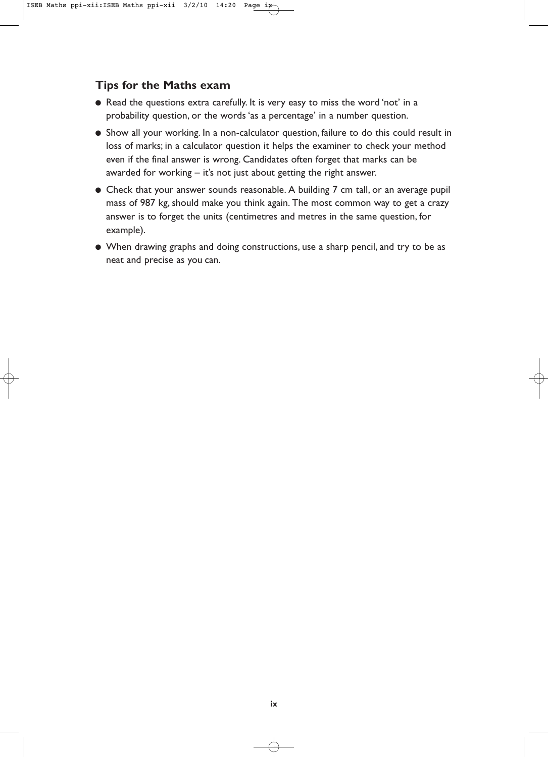## Tips for the Maths exam

- Read the questions extra carefully. It is very easy to miss the word 'not' in a probability question, or the words 'as a percentage' in a number question.
- Show all your working. In a non-calculator question, failure to do this could result in loss of marks; in a calculator question it helps the examiner to check your method even if the final answer is wrong. Candidates often forget that marks can be awarded for working – it's not just about getting the right answer.
- Check that your answer sounds reasonable. A building 7 cm tall, or an average pupil mass of 987 kg, should make you think again. The most common way to get a crazy answer is to forget the units (centimetres and metres in the same question, for example).
- When drawing graphs and doing constructions, use a sharp pencil, and try to be as neat and precise as you can.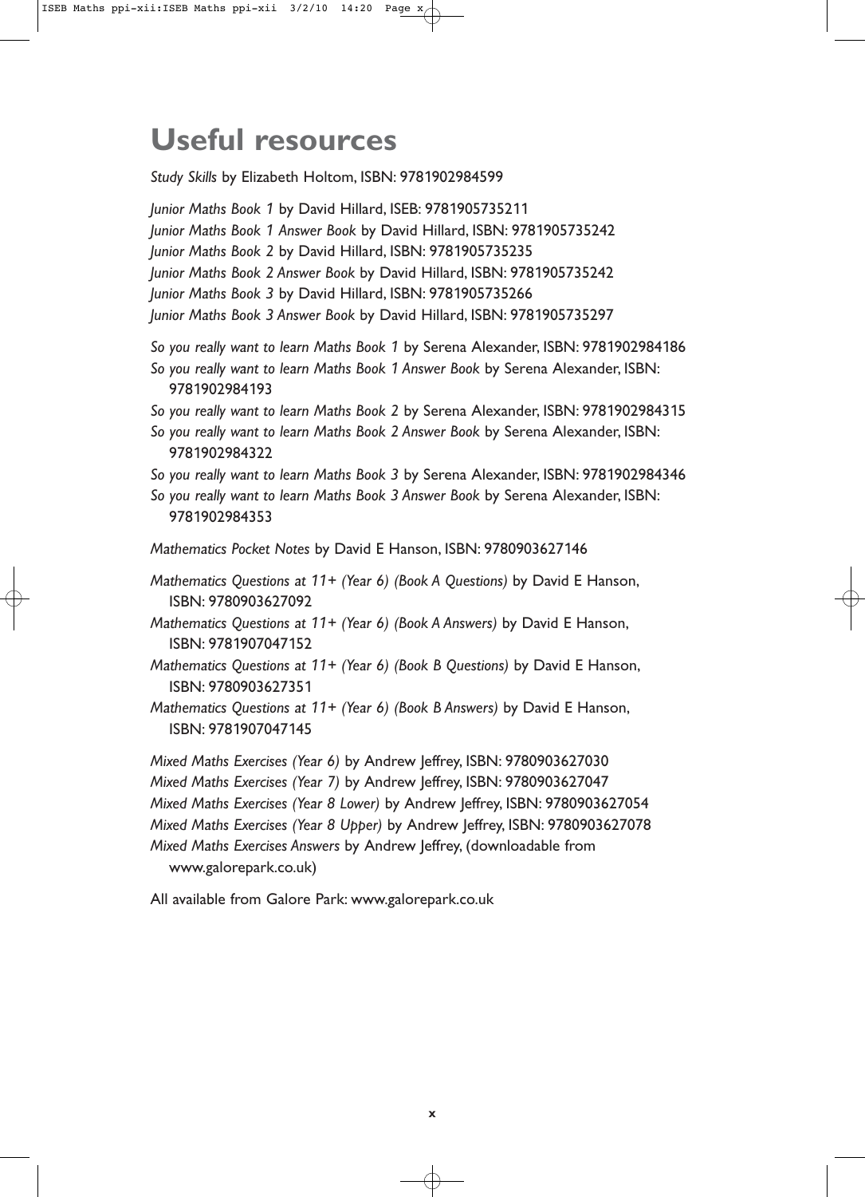# Useful resources

*Study Skills* by Elizabeth Holtom, ISBN: 9781902984599

*Junior Maths Book 1* by David Hillard, ISEB: 9781905735211
*Junior Maths Book 1 Answer Book* by David Hillard, ISBN: 9781905735242
*Junior Maths Book 2* by David Hillard, ISBN: 9781905735235
*Junior Maths Book 2 Answer Book* by David Hillard, ISBN: 9781905735242
*Junior Maths Book 3* by David Hillard, ISBN: 9781905735266
*Junior Maths Book 3 Answer Book* by David Hillard, ISBN: 9781905735297

*So you really want to learn Maths Book 1* by Serena Alexander, ISBN: 9781902984186
*So you really want to learn Maths Book 1 Answer Book* by Serena Alexander, ISBN: 9781902984193
*So you really want to learn Maths Book 2* by Serena Alexander, ISBN: 9781902984315
*So you really want to learn Maths Book 2 Answer Book* by Serena Alexander, ISBN: 9781902984322
*So you really want to learn Maths Book 3* by Serena Alexander, ISBN: 9781902984346
*So you really want to learn Maths Book 3 Answer Book* by Serena Alexander, ISBN: 9781902984353

*Mathematics Pocket Notes* by David E Hanson, ISBN: 9780903627146

*Mathematics Questions at 11+ (Year 6) (Book A Questions)* by David E Hanson, ISBN: 9780903627092
*Mathematics Questions at 11+ (Year 6) (Book A Answers)* by David E Hanson, ISBN: 9781907047152
*Mathematics Questions at 11+ (Year 6) (Book B Questions)* by David E Hanson, ISBN: 9780903627351
*Mathematics Questions at 11+ (Year 6) (Book B Answers)* by David E Hanson, ISBN: 9781907047145

*Mixed Maths Exercises (Year 6)* by Andrew Jeffrey, ISBN: 9780903627030
*Mixed Maths Exercises (Year 7)* by Andrew Jeffrey, ISBN: 9780903627047
*Mixed Maths Exercises (Year 8 Lower)* by Andrew Jeffrey, ISBN: 9780903627054
*Mixed Maths Exercises (Year 8 Upper)* by Andrew Jeffrey, ISBN: 9780903627078
*Mixed Maths Exercises Answers* by Andrew Jeffrey, (downloadable from www.galorepark.co.uk)

All available from Galore Park: www.galorepark.co.uk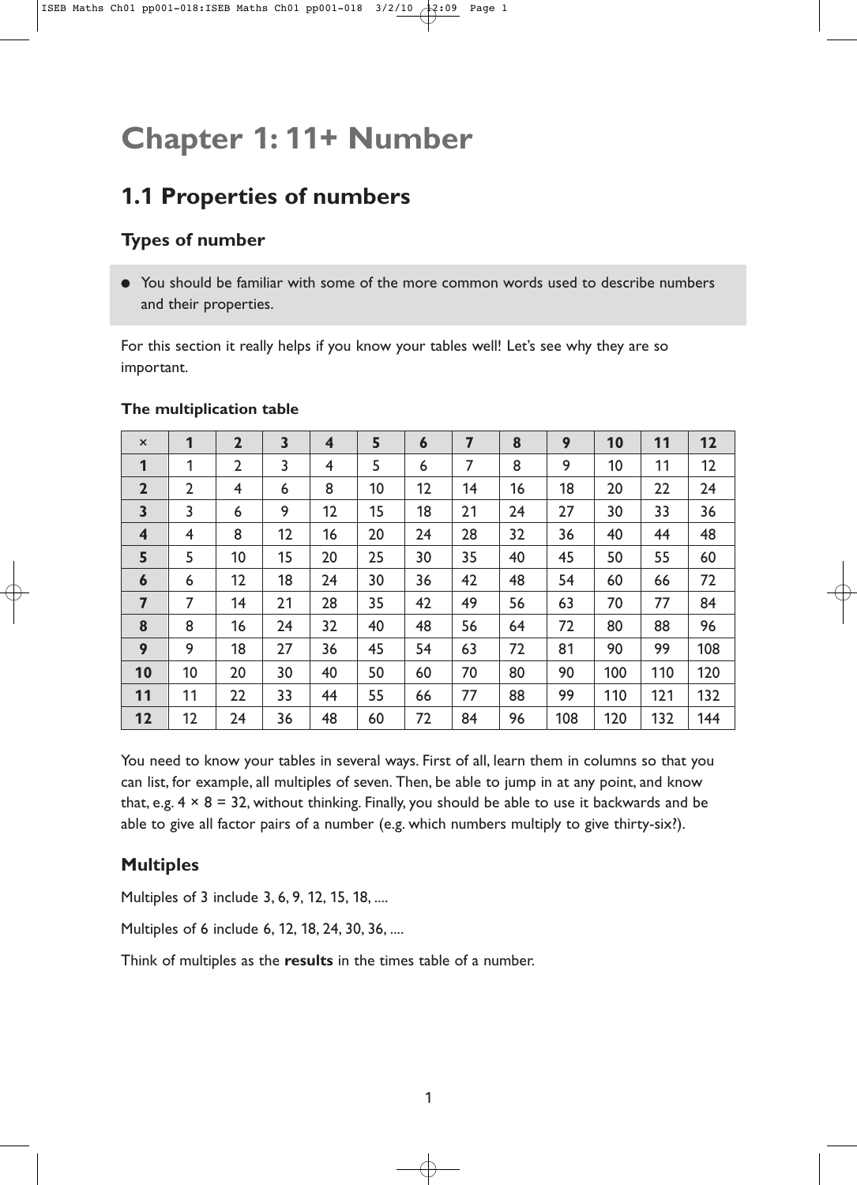# Chapter 1: 11+ Number

## 1.1 Properties of numbers

### Types of number

- You should be familiar with some of the more common words used to describe numbers and their properties.

For this section it really helps if you know your tables well! Let's see why they are so important.

**The multiplication table**

| × | 1 | 2 | 3 | 4 | 5 | 6 | 7 | 8 | 9 | 10 | 11 | 12 |
|---|---|---|---|---|---|---|---|---|---|---|---|---|
| **1** | 1 | 2 | 3 | 4 | 5 | 6 | 7 | 8 | 9 | 10 | 11 | 12 |
| **2** | 2 | 4 | 6 | 8 | 10 | 12 | 14 | 16 | 18 | 20 | 22 | 24 |
| **3** | 3 | 6 | 9 | 12 | 15 | 18 | 21 | 24 | 27 | 30 | 33 | 36 |
| **4** | 4 | 8 | 12 | 16 | 20 | 24 | 28 | 32 | 36 | 40 | 44 | 48 |
| **5** | 5 | 10 | 15 | 20 | 25 | 30 | 35 | 40 | 45 | 50 | 55 | 60 |
| **6** | 6 | 12 | 18 | 24 | 30 | 36 | 42 | 48 | 54 | 60 | 66 | 72 |
| **7** | 7 | 14 | 21 | 28 | 35 | 42 | 49 | 56 | 63 | 70 | 77 | 84 |
| **8** | 8 | 16 | 24 | 32 | 40 | 48 | 56 | 64 | 72 | 80 | 88 | 96 |
| **9** | 9 | 18 | 27 | 36 | 45 | 54 | 63 | 72 | 81 | 90 | 99 | 108 |
| **10** | 10 | 20 | 30 | 40 | 50 | 60 | 70 | 80 | 90 | 100 | 110 | 120 |
| **11** | 11 | 22 | 33 | 44 | 55 | 66 | 77 | 88 | 99 | 110 | 121 | 132 |
| **12** | 12 | 24 | 36 | 48 | 60 | 72 | 84 | 96 | 108 | 120 | 132 | 144 |

You need to know your tables in several ways. First of all, learn them in columns so that you can list, for example, all multiples of seven. Then, be able to jump in at any point, and know that, e.g. $4 \times 8 = 32$, without thinking. Finally, you should be able to use it backwards and be able to give all factor pairs of a number (e.g. which numbers multiply to give thirty-six?).

### Multiples

Multiples of 3 include 3, 6, 9, 12, 15, 18, ....

Multiples of 6 include 6, 12, 18, 24, 30, 36, ....

Think of multiples as the **results** in the times table of a number.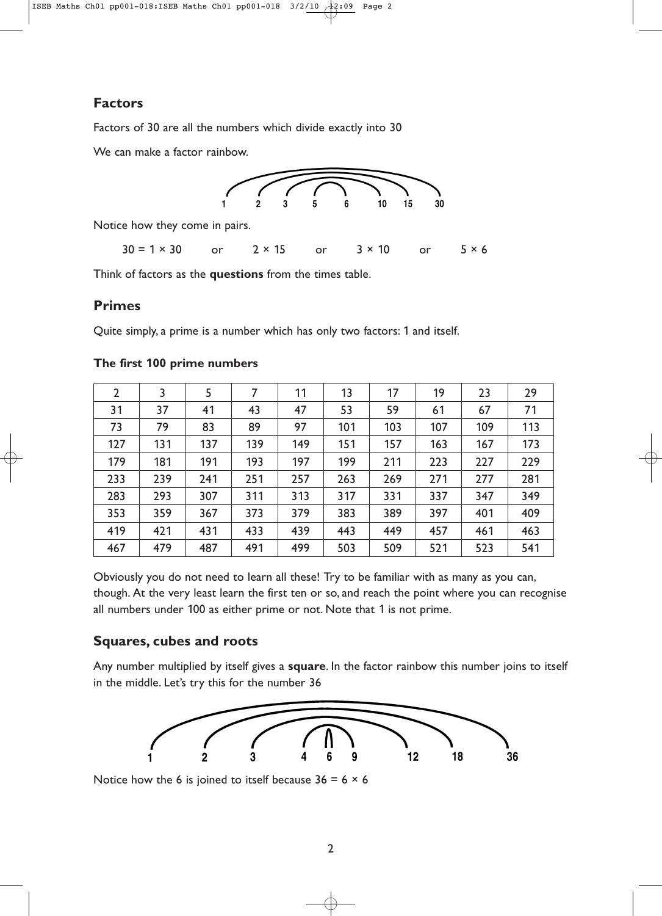## Factors

Factors of 30 are all the numbers which divide exactly into 30

We can make a factor rainbow.

1 2 3 5 6 10 15 30

Notice how they come in pairs.

$30 = 1 \times 30$ or $2 \times 15$ or $3 \times 10$ or $5 \times 6$

Think of factors as the **questions** from the times table.

## Primes

Quite simply, a prime is a number which has only two factors: 1 and itself.

**The first 100 prime numbers**

| | | | | | | | | | |
|---|---|---|---|---|---|---|---|---|---|
| 2 | 3 | 5 | 7 | 11 | 13 | 17 | 19 | 23 | 29 |
| 31 | 37 | 41 | 43 | 47 | 53 | 59 | 61 | 67 | 71 |
| 73 | 79 | 83 | 89 | 97 | 101 | 103 | 107 | 109 | 113 |
| 127 | 131 | 137 | 139 | 149 | 151 | 157 | 163 | 167 | 173 |
| 179 | 181 | 191 | 193 | 197 | 199 | 211 | 223 | 227 | 229 |
| 233 | 239 | 241 | 251 | 257 | 263 | 269 | 271 | 277 | 281 |
| 283 | 293 | 307 | 311 | 313 | 317 | 331 | 337 | 347 | 349 |
| 353 | 359 | 367 | 373 | 379 | 383 | 389 | 397 | 401 | 409 |
| 419 | 421 | 431 | 433 | 439 | 443 | 449 | 457 | 461 | 463 |
| 467 | 479 | 487 | 491 | 499 | 503 | 509 | 521 | 523 | 541 |

Obviously you do not need to learn all these! Try to be familiar with as many as you can, though. At the very least learn the first ten or so, and reach the point where you can recognise all numbers under 100 as either prime or not. Note that 1 is not prime.

## Squares, cubes and roots

Any number multiplied by itself gives a **square**. In the factor rainbow this number joins to itself in the middle. Let's try this for the number 36

1 2 3 4 6 9 12 18 36

Notice how the 6 is joined to itself because $36 = 6 \times 6$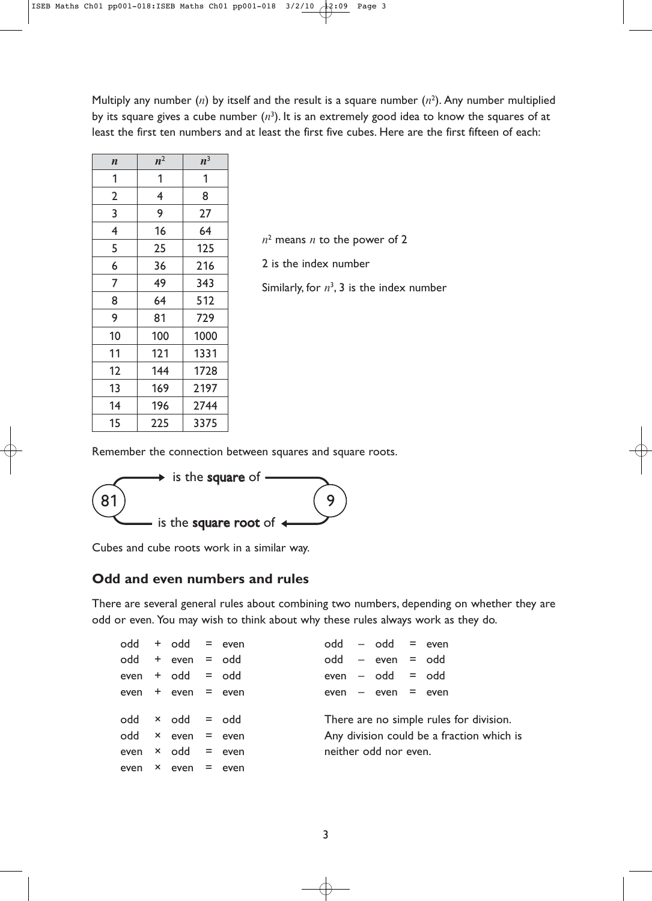Multiply any number ($n$) by itself and the result is a square number ($n^2$). Any number multiplied by its square gives a cube number ($n^3$). It is an extremely good idea to know the squares of at least the first ten numbers and at least the first five cubes. Here are the first fifteen of each:

| $n$ | $n^2$ | $n^3$ |
|---|---|---|
| 1 | 1 | 1 |
| 2 | 4 | 8 |
| 3 | 9 | 27 |
| 4 | 16 | 64 |
| 5 | 25 | 125 |
| 6 | 36 | 216 |
| 7 | 49 | 343 |
| 8 | 64 | 512 |
| 9 | 81 | 729 |
| 10 | 100 | 1000 |
| 11 | 121 | 1331 |
| 12 | 144 | 1728 |
| 13 | 169 | 2197 |
| 14 | 196 | 2744 |
| 15 | 225 | 3375 |

$n^2$ means $n$ to the power of 2

2 is the index number

Similarly, for $n^3$, 3 is the index number

Remember the connection between squares and square roots.

81 → is the **square** of → 9

9 → is the **square root** of → 81

Cubes and cube roots work in a similar way.

### Odd and even numbers and rules

There are several general rules about combining two numbers, depending on whether they are odd or even. You may wish to think about why these rules always work as they do.

odd + odd = even
odd + even = odd
even + odd = odd
even + even = even

odd – odd = even
odd – even = odd
even – odd = odd
even – even = even

odd × odd = odd
odd × even = even
even × odd = even
even × even = even

There are no simple rules for division. Any division could be a fraction which is neither odd nor even.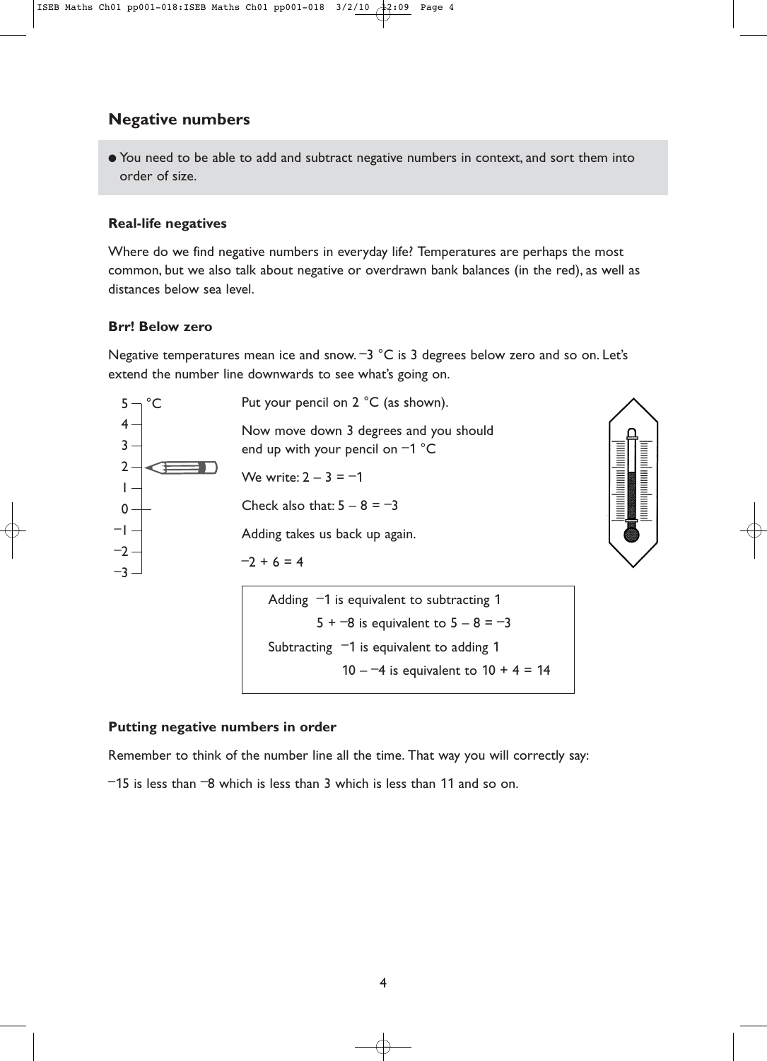## Negative numbers

- You need to be able to add and subtract negative numbers in context, and sort them into order of size.

### Real-life negatives

Where do we find negative numbers in everyday life? Temperatures are perhaps the most common, but we also talk about negative or overdrawn bank balances (in the red), as well as distances below sea level.

### Brr! Below zero

Negative temperatures mean ice and snow. $^-3$ °C is 3 degrees below zero and so on. Let's extend the number line downwards to see what's going on.

Put your pencil on 2 °C (as shown).

Now move down 3 degrees and you should end up with your pencil on $^-1$ °C

We write: $2 - 3 = {}^-1$

Check also that: $5 - 8 = {}^-3$

Adding takes us back up again.

$^-2 + 6 = 4$

> Adding $^-1$ is equivalent to subtracting 1
>
> $5 + {}^-8$ is equivalent to $5 - 8 = {}^-3$
>
> Subtracting $^-1$ is equivalent to adding 1
>
> $10 - {}^-4$ is equivalent to $10 + 4 = 14$

### Putting negative numbers in order

Remember to think of the number line all the time. That way you will correctly say:

$^-15$ is less than $^-8$ which is less than 3 which is less than 11 and so on.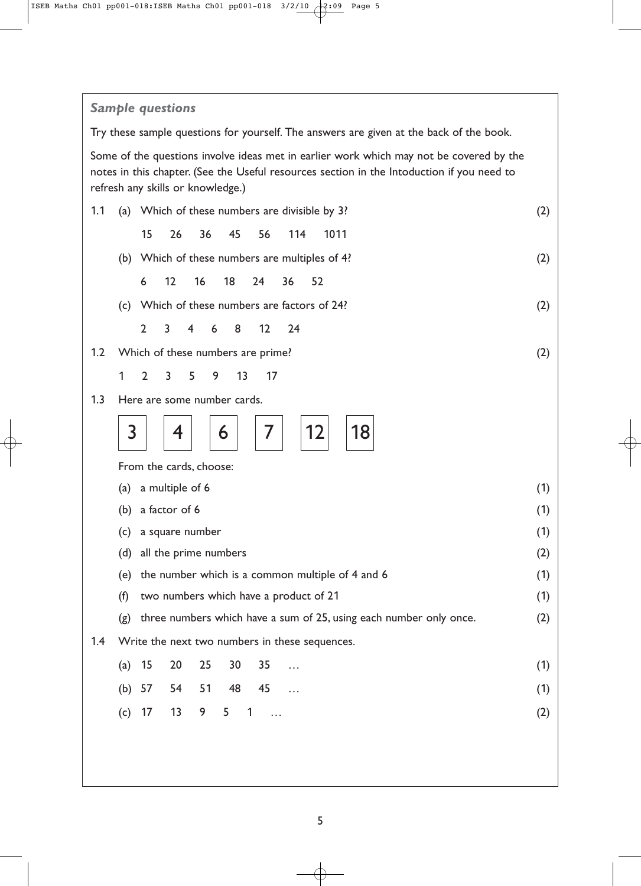### *Sample questions*

Try these sample questions for yourself. The answers are given at the back of the book.

Some of the questions involve ideas met in earlier work which may not be covered by the notes in this chapter. (See the Useful resources section in the Intoduction if you need to refresh any skills or knowledge.)

**1.1** (a) Which of these numbers are divisible by 3? (2)

15 26 36 45 56 114 1011

(b) Which of these numbers are multiples of 4? (2)

6 12 16 18 24 36 52

(c) Which of these numbers are factors of 24? (2)

2 3 4 6 8 12 24

**1.2** Which of these numbers are prime? (2)

1 2 3 5 9 13 17

**1.3** Here are some number cards.

| 3 | 4 | 6 | 7 | 12 | 18 |
|---|---|---|---|---|---|

From the cards, choose:

(a) a multiple of 6 (1)

(b) a factor of 6 (1)

(c) a square number (1)

(d) all the prime numbers (2)

(e) the number which is a common multiple of 4 and 6 (1)

(f) two numbers which have a product of 21 (1)

(g) three numbers which have a sum of 25, using each number only once. (2)

**1.4** Write the next two numbers in these sequences.

(a) 15 20 25 30 35 … (1)

(b) 57 54 51 48 45 … (1)

(c) 17 13 9 5 1 … (2)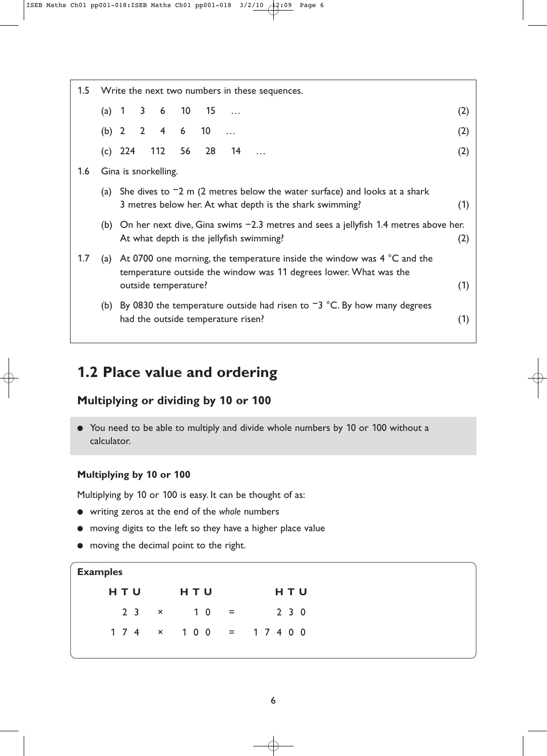1.5 Write the next two numbers in these sequences.

(a) 1 3 6 10 15 … (2)

(b) 2 2 4 6 10 … (2)

(c) 224 112 56 28 14 … (2)

1.6 Gina is snorkelling.

(a) She dives to $^-2$ m (2 metres below the water surface) and looks at a shark 3 metres below her. At what depth is the shark swimming? (1)

(b) On her next dive, Gina swims $^-2.3$ metres and sees a jellyfish 1.4 metres above her. At what depth is the jellyfish swimming? (2)

1.7 (a) At 0700 one morning, the temperature inside the window was 4 °C and the temperature outside the window was 11 degrees lower. What was the outside temperature? (1)

(b) By 0830 the temperature outside had risen to $^-3$ °C. By how many degrees had the outside temperature risen? (1)

## 1.2 Place value and ordering

### Multiplying or dividing by 10 or 100

- You need to be able to multiply and divide whole numbers by 10 or 100 without a calculator.

#### Multiplying by 10 or 100

Multiplying by 10 or 100 is easy. It can be thought of as:

- writing zeros at the end of the *whole* numbers
- moving digits to the left so they have a higher place value
- moving the decimal point to the right.

**Examples**

| H T U | | H T U | | H T U |
|---|---|---|---|---|
| 2 3 | × | 1 0 | = | 2 3 0 |
| 1 7 4 | × | 1 0 0 | = | 1 7 4 0 0 |